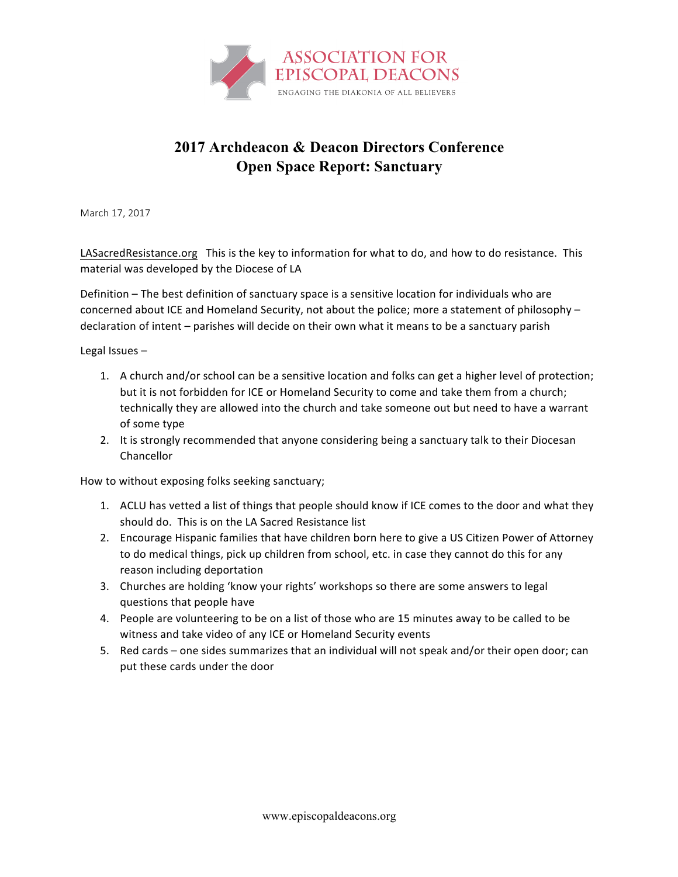ASSOCIATION FOR EPISCOPAL DEACONS

ENGAGING THE DIAKONIA OF ALL BELIEVERS

# 2017 Archdeacon & Deacon Directors Conference
# Open Space Report: Sanctuary

March 17, 2017

LASacredResistance.org   This is the key to information for what to do, and how to do resistance. This material was developed by the Diocese of LA

Definition – The best definition of sanctuary space is a sensitive location for individuals who are concerned about ICE and Homeland Security, not about the police; more a statement of philosophy – declaration of intent – parishes will decide on their own what it means to be a sanctuary parish

Legal Issues –

1. A church and/or school can be a sensitive location and folks can get a higher level of protection; but it is not forbidden for ICE or Homeland Security to come and take them from a church; technically they are allowed into the church and take someone out but need to have a warrant of some type
2. It is strongly recommended that anyone considering being a sanctuary talk to their Diocesan Chancellor

How to without exposing folks seeking sanctuary;

1. ACLU has vetted a list of things that people should know if ICE comes to the door and what they should do. This is on the LA Sacred Resistance list
2. Encourage Hispanic families that have children born here to give a US Citizen Power of Attorney to do medical things, pick up children from school, etc. in case they cannot do this for any reason including deportation
3. Churches are holding 'know your rights' workshops so there are some answers to legal questions that people have
4. People are volunteering to be on a list of those who are 15 minutes away to be called to be witness and take video of any ICE or Homeland Security events
5. Red cards – one sides summarizes that an individual will not speak and/or their open door; can put these cards under the door

www.episcopaldeacons.org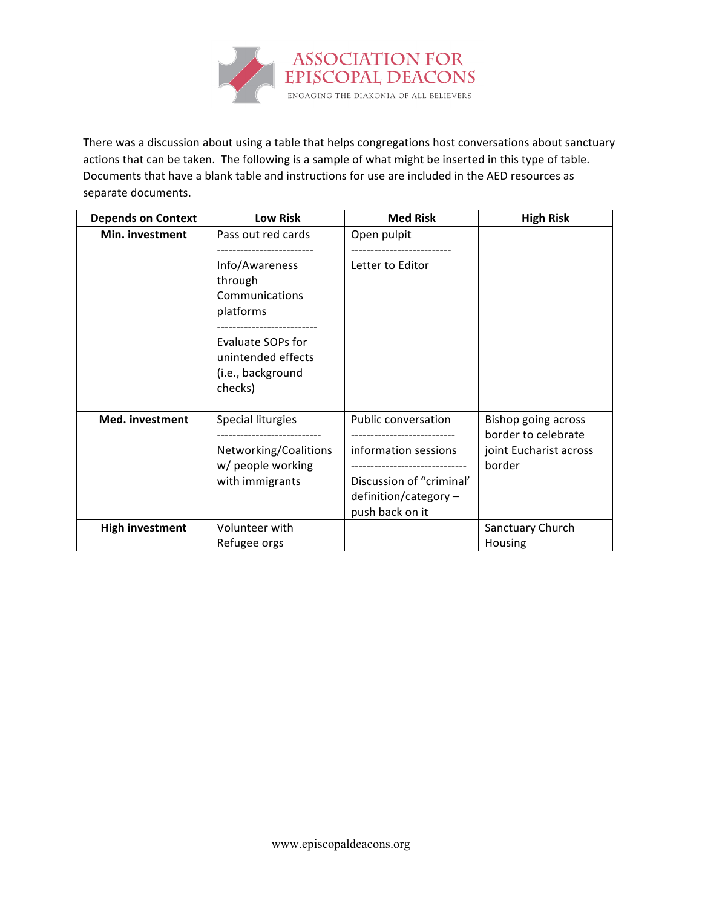ASSOCIATION FOR EPISCOPAL DEACONS

ENGAGING THE DIAKONIA OF ALL BELIEVERS

There was a discussion about using a table that helps congregations host conversations about sanctuary actions that can be taken. The following is a sample of what might be inserted in this type of table. Documents that have a blank table and instructions for use are included in the AED resources as separate documents.

| Depends on Context | Low Risk | Med Risk | High Risk |
|---|---|---|---|
| **Min. investment** | Pass out red cards<br>------------------------<br>Info/Awareness through Communications platforms<br>-------------------------<br>Evaluate SOPs for unintended effects (i.e., background checks) | Open pulpit<br>--------------------------<br>Letter to Editor | |
| **Med. investment** | Special liturgies<br>--------------------------<br>Networking/Coalitions w/ people working with immigrants | Public conversation<br>--------------------------<br>information sessions<br>------------------------------<br>Discussion of "criminal' definition/category – push back on it | Bishop going across border to celebrate joint Eucharist across border |
| **High investment** | Volunteer with Refugee orgs | | Sanctuary Church Housing |

www.episcopaldeacons.org